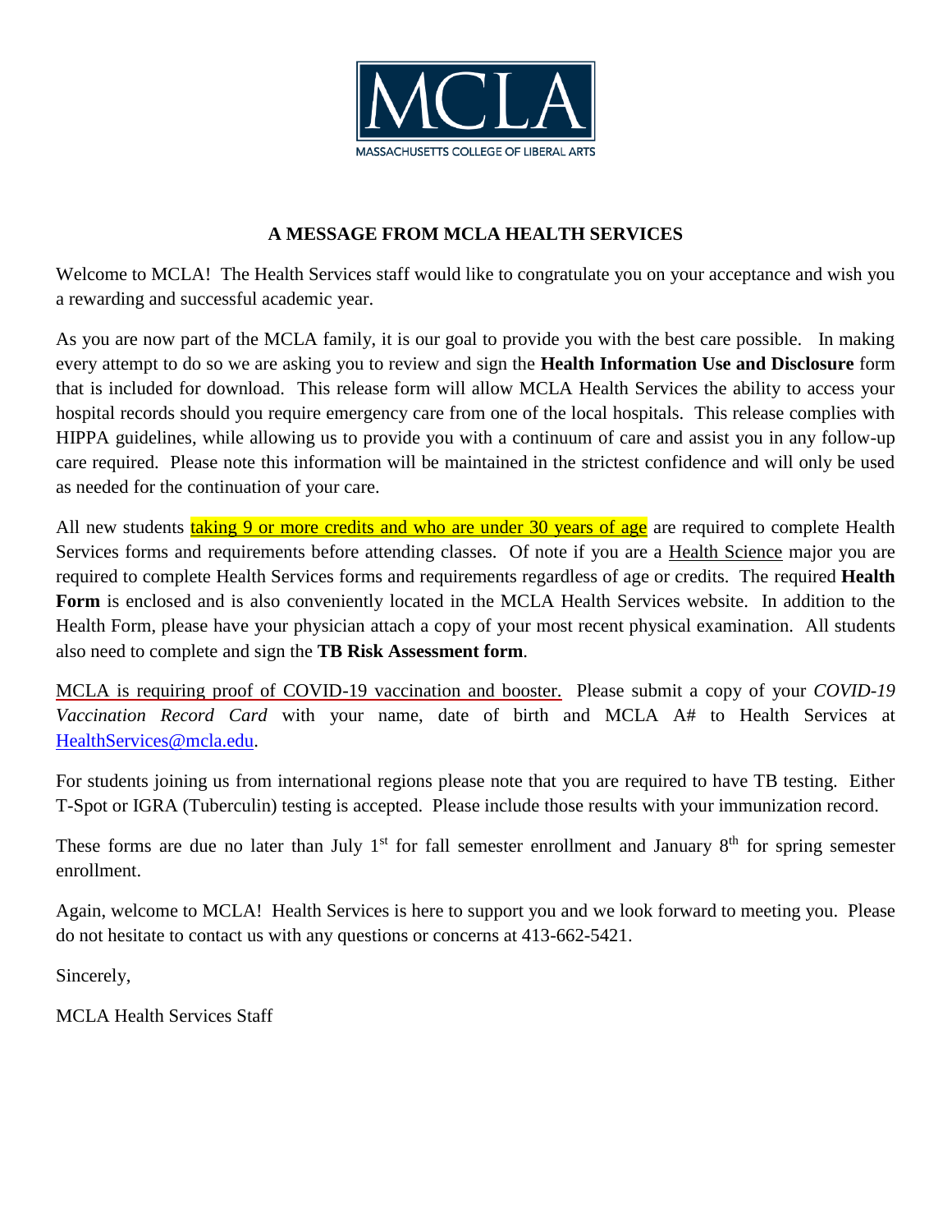MCLA

MASSACHUSETTS COLLEGE OF LIBERAL ARTS

**A MESSAGE FROM MCLA HEALTH SERVICES**

Welcome to MCLA! The Health Services staff would like to congratulate you on your acceptance and wish you a rewarding and successful academic year.

As you are now part of the MCLA family, it is our goal to provide you with the best care possible. In making every attempt to do so we are asking you to review and sign the **Health Information Use and Disclosure** form that is included for download. This release form will allow MCLA Health Services the ability to access your hospital records should you require emergency care from one of the local hospitals. This release complies with HIPPA guidelines, while allowing us to provide you with a continuum of care and assist you in any follow-up care required. Please note this information will be maintained in the strictest confidence and will only be used as needed for the continuation of your care.

All new students taking 9 or more credits and who are under 30 years of age are required to complete Health Services forms and requirements before attending classes. Of note if you are a Health Science major you are required to complete Health Services forms and requirements regardless of age or credits. The required **Health Form** is enclosed and is also conveniently located in the MCLA Health Services website. In addition to the Health Form, please have your physician attach a copy of your most recent physical examination. All students also need to complete and sign the **TB Risk Assessment form**.

MCLA is requiring proof of COVID-19 vaccination and booster. Please submit a copy of your *COVID-19 Vaccination Record Card* with your name, date of birth and MCLA A# to Health Services at HealthServices@mcla.edu.

For students joining us from international regions please note that you are required to have TB testing. Either T-Spot or IGRA (Tuberculin) testing is accepted. Please include those results with your immunization record.

These forms are due no later than July 1st for fall semester enrollment and January 8th for spring semester enrollment.

Again, welcome to MCLA! Health Services is here to support you and we look forward to meeting you. Please do not hesitate to contact us with any questions or concerns at 413-662-5421.

Sincerely,

MCLA Health Services Staff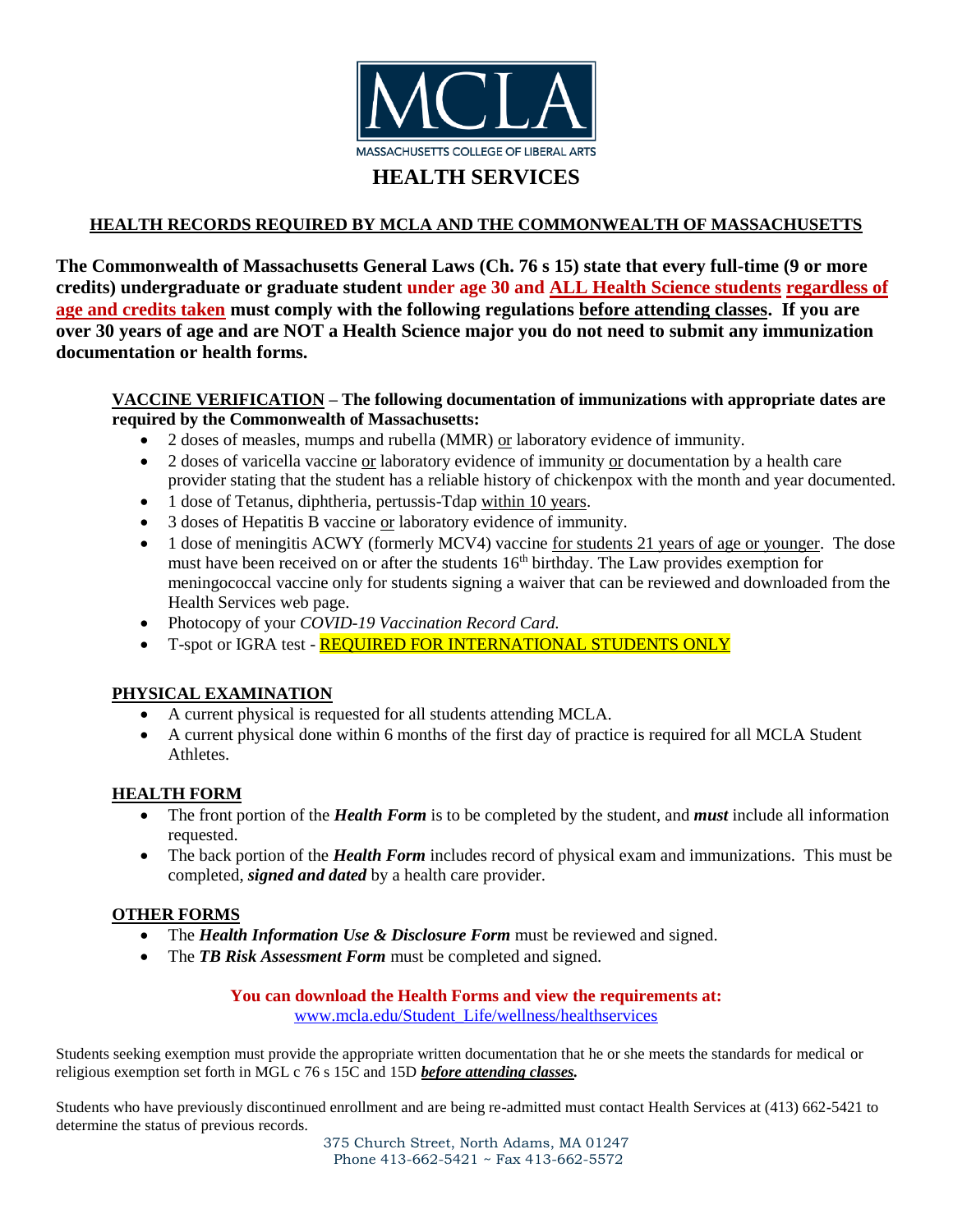# MCLA

MASSACHUSETTS COLLEGE OF LIBERAL ARTS

## HEALTH SERVICES

### HEALTH RECORDS REQUIRED BY MCLA AND THE COMMONWEALTH OF MASSACHUSETTS

**The Commonwealth of Massachusetts General Laws (Ch. 76 s 15) state that every full-time (9 or more credits) undergraduate or graduate student under age 30 and ALL Health Science students regardless of age and credits taken must comply with the following regulations before attending classes. If you are over 30 years of age and are NOT a Health Science major you do not need to submit any immunization documentation or health forms.**

**VACCINE VERIFICATION – The following documentation of immunizations with appropriate dates are required by the Commonwealth of Massachusetts:**

- 2 doses of measles, mumps and rubella (MMR) or laboratory evidence of immunity.
- 2 doses of varicella vaccine or laboratory evidence of immunity or documentation by a health care provider stating that the student has a reliable history of chickenpox with the month and year documented.
- 1 dose of Tetanus, diphtheria, pertussis-Tdap within 10 years.
- 3 doses of Hepatitis B vaccine or laboratory evidence of immunity.
- 1 dose of meningitis ACWY (formerly MCV4) vaccine for students 21 years of age or younger. The dose must have been received on or after the students 16th birthday. The Law provides exemption for meningococcal vaccine only for students signing a waiver that can be reviewed and downloaded from the Health Services web page.
- Photocopy of your *COVID-19 Vaccination Record Card.*
- T-spot or IGRA test - REQUIRED FOR INTERNATIONAL STUDENTS ONLY

**PHYSICAL EXAMINATION**

- A current physical is requested for all students attending MCLA.
- A current physical done within 6 months of the first day of practice is required for all MCLA Student Athletes.

**HEALTH FORM**

- The front portion of the ***Health Form*** is to be completed by the student, and ***must*** include all information requested.
- The back portion of the ***Health Form*** includes record of physical exam and immunizations. This must be completed, ***signed and dated*** by a health care provider.

**OTHER FORMS**

- The ***Health Information Use & Disclosure Form*** must be reviewed and signed.
- The ***TB Risk Assessment Form*** must be completed and signed.

**You can download the Health Forms and view the requirements at:**
www.mcla.edu/Student_Life/wellness/healthservices

Students seeking exemption must provide the appropriate written documentation that he or she meets the standards for medical or religious exemption set forth in MGL c 76 s 15C and 15D ***before attending classes.***

Students who have previously discontinued enrollment and are being re-admitted must contact Health Services at (413) 662-5421 to determine the status of previous records.

375 Church Street, North Adams, MA 01247
Phone 413-662-5421 ~ Fax 413-662-5572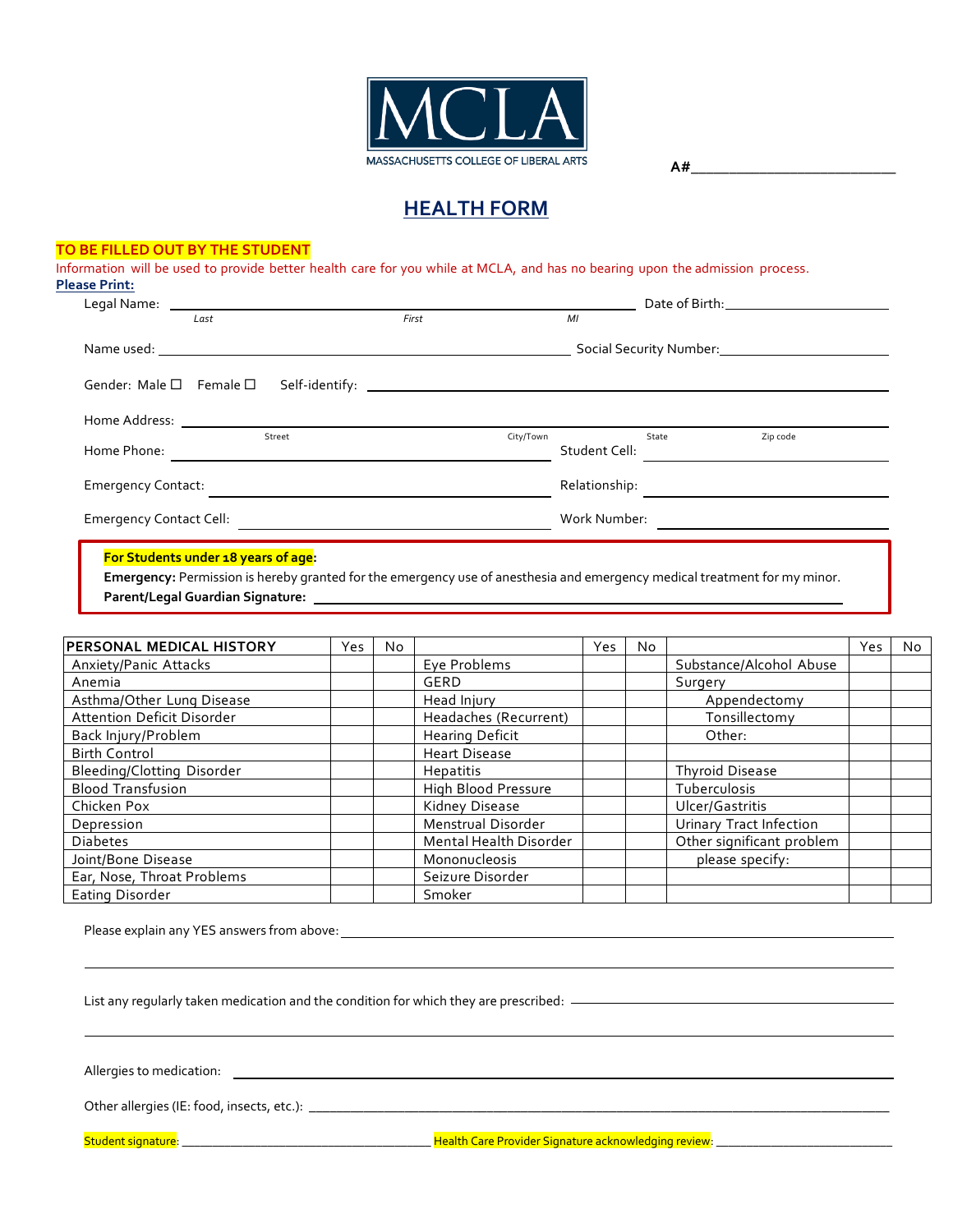MCLA

MASSACHUSETTS COLLEGE OF LIBERAL ARTS

**A#**\_\_\_\_\_\_\_\_\_\_\_\_\_\_\_\_\_\_\_\_\_\_\_\_\_\_\_

# HEALTH FORM

**TO BE FILLED OUT BY THE STUDENT**

Information will be used to provide better health care for you while at MCLA, and has no bearing upon the admission process.

**Please Print:**

Legal Name: \_\_\_\_\_\_\_\_\_\_\_\_\_\_\_\_\_\_\_\_\_\_\_\_\_\_\_\_\_\_\_\_\_\_\_\_\_\_\_\_\_\_\_\_\_\_\_\_\_\_\_\_ Date of Birth: \_\_\_\_\_\_\_\_\_\_\_\_\_\_\_\_\_\_\_\_
*Last* *First* *MI*

Name used: \_\_\_\_\_\_\_\_\_\_\_\_\_\_\_\_\_\_\_\_\_\_\_\_\_\_\_\_\_\_\_\_\_\_\_\_\_\_\_\_ Social Security Number: \_\_\_\_\_\_\_\_\_\_\_\_\_\_\_\_\_\_\_\_

Gender: Male ☐ Female ☐ Self-identify: \_\_\_\_\_\_\_\_\_\_\_\_\_\_\_\_\_\_\_\_\_\_\_\_\_\_\_\_\_\_\_\_\_\_\_\_\_\_\_\_

Home Address: \_\_\_\_\_\_\_\_\_\_\_\_\_\_\_\_\_\_\_\_\_\_\_\_\_\_\_\_\_\_\_\_\_\_\_\_\_\_\_\_\_\_\_\_\_\_\_\_\_\_\_\_\_\_\_\_\_\_\_\_\_\_
Street City/Town State Zip code

Home Phone: \_\_\_\_\_\_\_\_\_\_\_\_\_\_\_\_\_\_\_\_\_\_\_\_\_\_\_\_\_\_\_\_\_\_\_\_ Student Cell: \_\_\_\_\_\_\_\_\_\_\_\_\_\_\_\_\_\_\_\_\_\_\_\_

Emergency Contact: \_\_\_\_\_\_\_\_\_\_\_\_\_\_\_\_\_\_\_\_\_\_\_\_\_\_\_\_\_\_\_\_\_ Relationship: \_\_\_\_\_\_\_\_\_\_\_\_\_\_\_\_\_\_\_\_\_\_\_\_

Emergency Contact Cell: \_\_\_\_\_\_\_\_\_\_\_\_\_\_\_\_\_\_\_\_\_\_\_\_\_\_\_\_\_ Work Number: \_\_\_\_\_\_\_\_\_\_\_\_\_\_\_\_\_\_\_\_\_\_\_\_

**For Students under 18 years of age:**
**Emergency:** Permission is hereby granted for the emergency use of anesthesia and emergency medical treatment for my minor.
**Parent/Legal Guardian Signature:** \_\_\_\_\_\_\_\_\_\_\_\_\_\_\_\_\_\_\_\_\_\_\_\_\_\_\_\_\_\_\_\_\_\_\_\_\_\_\_\_\_\_\_\_\_\_\_\_\_\_\_\_\_\_

| PERSONAL MEDICAL HISTORY | Yes | No | | Yes | No | | Yes | No |
|---|---|---|---|---|---|---|---|---|
| Anxiety/Panic Attacks | | | Eye Problems | | | Substance/Alcohol Abuse | | |
| Anemia | | | GERD | | | Surgery | | |
| Asthma/Other Lung Disease | | | Head Injury | | | Appendectomy | | |
| Attention Deficit Disorder | | | Headaches (Recurrent) | | | Tonsillectomy | | |
| Back Injury/Problem | | | Hearing Deficit | | | Other: | | |
| Birth Control | | | Heart Disease | | | | | |
| Bleeding/Clotting Disorder | | | Hepatitis | | | Thyroid Disease | | |
| Blood Transfusion | | | High Blood Pressure | | | Tuberculosis | | |
| Chicken Pox | | | Kidney Disease | | | Ulcer/Gastritis | | |
| Depression | | | Menstrual Disorder | | | Urinary Tract Infection | | |
| Diabetes | | | Mental Health Disorder | | | Other significant problem | | |
| Joint/Bone Disease | | | Mononucleosis | | | please specify: | | |
| Ear, Nose, Throat Problems | | | Seizure Disorder | | | | | |
| Eating Disorder | | | Smoker | | | | | |

Please explain any YES answers from above: \_\_\_\_\_\_\_\_\_\_\_\_\_\_\_\_\_\_\_\_\_\_\_\_\_\_\_\_\_\_\_\_\_\_\_\_\_\_\_\_\_\_\_\_

\_\_\_\_\_\_\_\_\_\_\_\_\_\_\_\_\_\_\_\_\_\_\_\_\_\_\_\_\_\_\_\_\_\_\_\_\_\_\_\_\_\_\_\_\_\_\_\_\_\_\_\_\_\_\_\_\_\_\_\_\_\_\_\_\_\_\_\_\_\_\_\_\_\_\_\_\_\_\_\_

List any regularly taken medication and the condition for which they are prescribed: \_\_\_\_\_\_\_\_\_\_\_\_\_\_\_\_\_\_\_\_\_\_\_\_

\_\_\_\_\_\_\_\_\_\_\_\_\_\_\_\_\_\_\_\_\_\_\_\_\_\_\_\_\_\_\_\_\_\_\_\_\_\_\_\_\_\_\_\_\_\_\_\_\_\_\_\_\_\_\_\_\_\_\_\_\_\_\_\_\_\_\_\_\_\_\_\_\_\_\_\_\_\_\_\_

Allergies to medication: \_\_\_\_\_\_\_\_\_\_\_\_\_\_\_\_\_\_\_\_\_\_\_\_\_\_\_\_\_\_\_\_\_\_\_\_\_\_\_\_\_\_\_\_\_\_\_\_\_\_\_\_\_\_\_\_\_\_\_\_\_\_

Other allergies (IE: food, insects, etc.): \_\_\_\_\_\_\_\_\_\_\_\_\_\_\_\_\_\_\_\_\_\_\_\_\_\_\_\_\_\_\_\_\_\_\_\_\_\_\_\_\_\_\_\_\_\_\_\_\_\_\_\_

Student signature: \_\_\_\_\_\_\_\_\_\_\_\_\_\_\_\_\_\_\_\_\_\_\_\_\_\_\_\_\_\_\_\_\_\_\_ Health Care Provider Signature acknowledging review: \_\_\_\_\_\_\_\_\_\_\_\_\_\_\_\_\_\_\_\_\_\_\_\_\_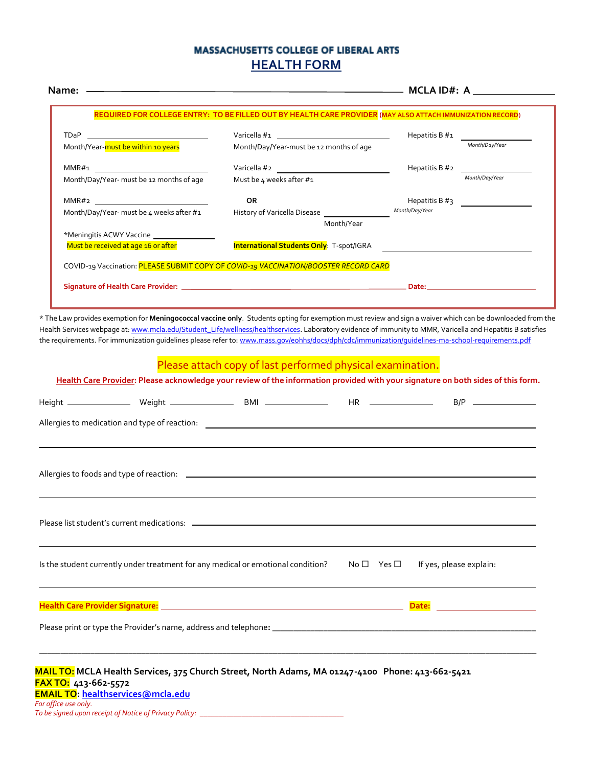# MASSACHUSETTS COLLEGE OF LIBERAL ARTS

## HEALTH FORM

**Name:** ______________________________ **MCLA ID#: A** ______________

**REQUIRED FOR COLLEGE ENTRY: TO BE FILLED OUT BY HEALTH CARE PROVIDER (MAY ALSO ATTACH IMMUNIZATION RECORD)**

| | | |
|---|---|---|
| TDaP ______________ Month/Year-must be within 10 years | Varicella #1 ______________ Month/Day/Year-must be 12 months of age | Hepatitis B #1 ______________ *Month/Day/Year* |
| MMR#1 ______________ Month/Day/Year- must be 12 months of age | Varicella #2 ______________ Must be 4 weeks after #1 | Hepatitis B #2 ______________ *Month/Day/Year* |
| MMR#2 ______________ Month/Day/Year- must be 4 weeks after #1 | **OR** History of Varicella Disease ______________ Month/Year | Hepatitis B #3 ______________ *Month/Day/Year* |
| *Meningitis ACWY Vaccine ______________ Must be received at age 16 or after | **International Students Only**: T-spot/IGRA ______________ | |

COVID-19 Vaccination: PLEASE SUBMIT COPY OF *COVID-19 VACCINATION/BOOSTER RECORD CARD*

**Signature of Health Care Provider:** ______________________________ **Date:** ______________

* The Law provides exemption for **Meningococcal vaccine only**. Students opting for exemption must review and sign a waiver which can be downloaded from the Health Services webpage at: www.mcla.edu/Student_Life/wellness/healthservices. Laboratory evidence of immunity to MMR, Varicella and Hepatitis B satisfies the requirements. For immunization guidelines please refer to: www.mass.gov/eohhs/docs/dph/cdc/immunization/guidelines-ma-school-requirements.pdf

Please attach copy of last performed physical examination.

**Health Care Provider: Please acknowledge your review of the information provided with your signature on both sides of this form.**

Height __________ Weight __________ BMI __________ HR __________ B/P __________

Allergies to medication and type of reaction: ______________________________

______________________________

Allergies to foods and type of reaction: ______________________________

______________________________

Please list student's current medications: ______________________________

______________________________

Is the student currently under treatment for any medical or emotional condition? No ☐ Yes ☐ If yes, please explain:

______________________________

**Health Care Provider Signature:** ______________________________ **Date:** ______________

Please print or type the Provider's name, address and telephone**:** ______________________________

______________________________

**MAIL TO:** MCLA Health Services, 375 Church Street, North Adams, MA 01247-4100 Phone: 413-662-5421
**FAX TO:** 413-662-5572
**EMAIL TO**: healthservices@mcla.edu

*For office use only.*
*To be signed upon receipt of Notice of Privacy Policy:* ______________________________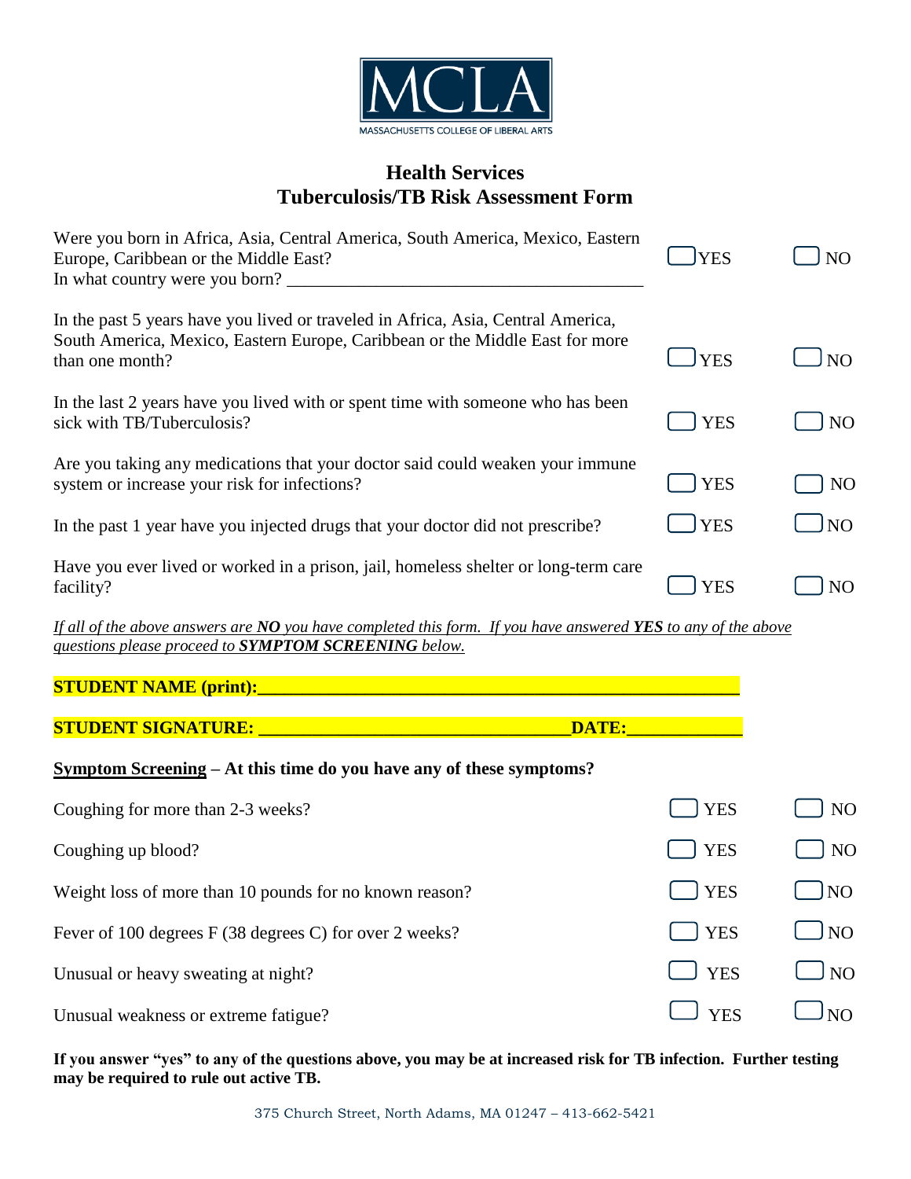MCLA

MASSACHUSETTS COLLEGE OF LIBERAL ARTS

## Health Services
## Tuberculosis/TB Risk Assessment Form

| | | |
|---|---|---|
| Were you born in Africa, Asia, Central America, South America, Mexico, Eastern Europe, Caribbean or the Middle East?<br>In what country were you born? ________________________________________ | ☐ YES | ☐ NO |
| In the past 5 years have you lived or traveled in Africa, Asia, Central America, South America, Mexico, Eastern Europe, Caribbean or the Middle East for more than one month? | ☐ YES | ☐ NO |
| In the last 2 years have you lived with or spent time with someone who has been sick with TB/Tuberculosis? | ☐ YES | ☐ NO |
| Are you taking any medications that your doctor said could weaken your immune system or increase your risk for infections? | ☐ YES | ☐ NO |
| In the past 1 year have you injected drugs that your doctor did not prescribe? | ☐ YES | ☐ NO |
| Have you ever lived or worked in a prison, jail, homeless shelter or long-term care facility? | ☐ YES | ☐ NO |

*If all of the above answers are **NO** you have completed this form. If you have answered **YES** to any of the above questions please proceed to **SYMPTOM SCREENING** below.*

**STUDENT NAME (print):______________________________________________________**

**STUDENT SIGNATURE: __________________________________ DATE:____________**

**Symptom Screening – At this time do you have any of these symptoms?**

| | | |
|---|---|---|
| Coughing for more than 2-3 weeks? | ☐ YES | ☐ NO |
| Coughing up blood? | ☐ YES | ☐ NO |
| Weight loss of more than 10 pounds for no known reason? | ☐ YES | ☐ NO |
| Fever of 100 degrees F (38 degrees C) for over 2 weeks? | ☐ YES | ☐ NO |
| Unusual or heavy sweating at night? | ☐ YES | ☐ NO |
| Unusual weakness or extreme fatigue? | ☐ YES | ☐ NO |

**If you answer "yes" to any of the questions above, you may be at increased risk for TB infection. Further testing may be required to rule out active TB.**

375 Church Street, North Adams, MA 01247 – 413-662-5421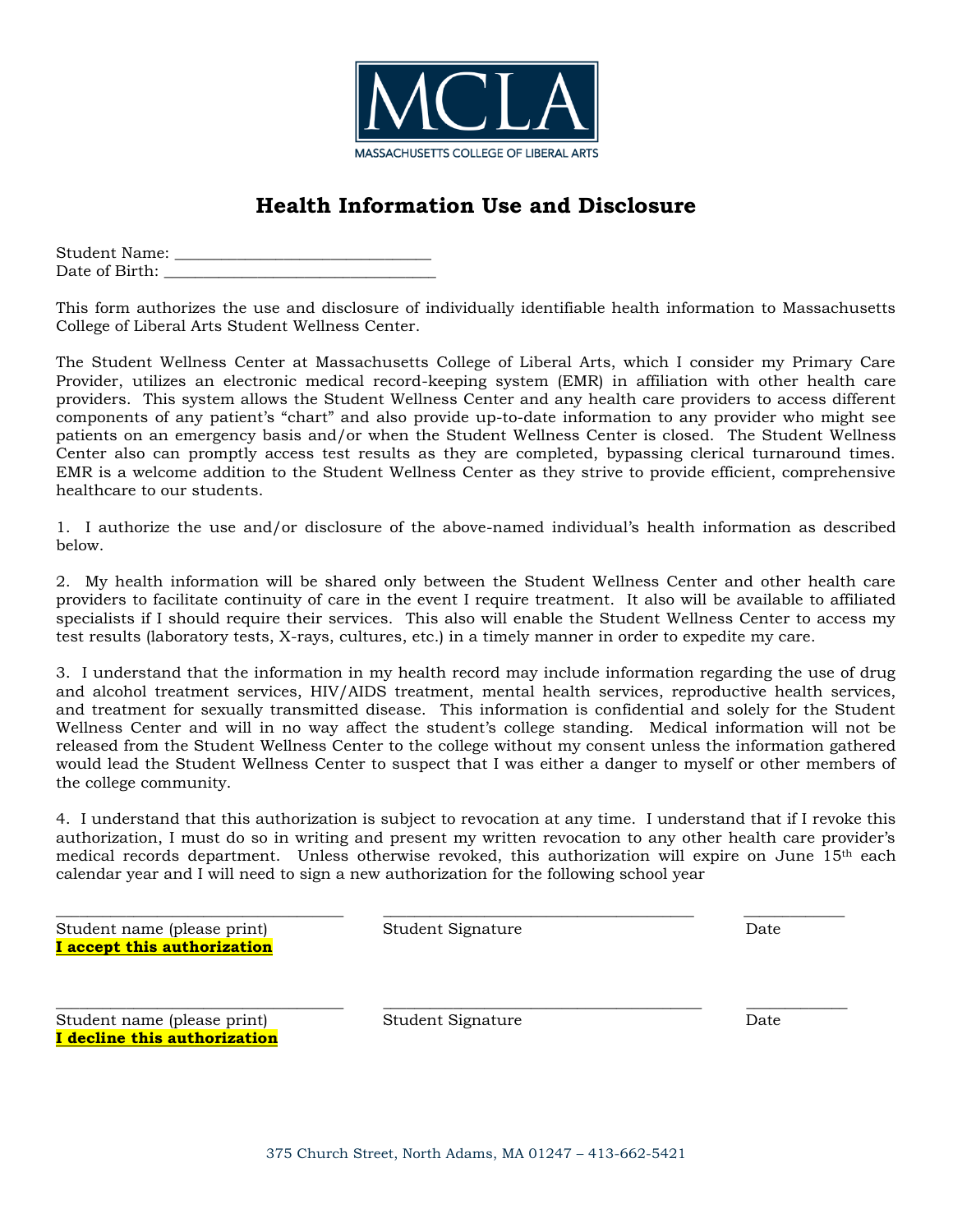MCLA

MASSACHUSETTS COLLEGE OF LIBERAL ARTS

# Health Information Use and Disclosure

Student Name: _______________________________
Date of Birth: _________________________________

This form authorizes the use and disclosure of individually identifiable health information to Massachusetts College of Liberal Arts Student Wellness Center.

The Student Wellness Center at Massachusetts College of Liberal Arts, which I consider my Primary Care Provider, utilizes an electronic medical record-keeping system (EMR) in affiliation with other health care providers. This system allows the Student Wellness Center and any health care providers to access different components of any patient's "chart" and also provide up-to-date information to any provider who might see patients on an emergency basis and/or when the Student Wellness Center is closed. The Student Wellness Center also can promptly access test results as they are completed, bypassing clerical turnaround times. EMR is a welcome addition to the Student Wellness Center as they strive to provide efficient, comprehensive healthcare to our students.

1. I authorize the use and/or disclosure of the above-named individual's health information as described below.

2. My health information will be shared only between the Student Wellness Center and other health care providers to facilitate continuity of care in the event I require treatment. It also will be available to affiliated specialists if I should require their services. This also will enable the Student Wellness Center to access my test results (laboratory tests, X-rays, cultures, etc.) in a timely manner in order to expedite my care.

3. I understand that the information in my health record may include information regarding the use of drug and alcohol treatment services, HIV/AIDS treatment, mental health services, reproductive health services, and treatment for sexually transmitted disease. This information is confidential and solely for the Student Wellness Center and will in no way affect the student's college standing. Medical information will not be released from the Student Wellness Center to the college without my consent unless the information gathered would lead the Student Wellness Center to suspect that I was either a danger to myself or other members of the college community.

4. I understand that this authorization is subject to revocation at any time. I understand that if I revoke this authorization, I must do so in writing and present my written revocation to any other health care provider's medical records department. Unless otherwise revoked, this authorization will expire on June 15th each calendar year and I will need to sign a new authorization for the following school year

___________________________________ ______________________________________ ____________
Student name (please print) Student Signature Date
**I accept this authorization**

___________________________________ ______________________________________ ____________
Student name (please print) Student Signature Date
**I decline this authorization**

375 Church Street, North Adams, MA 01247 – 413-662-5421